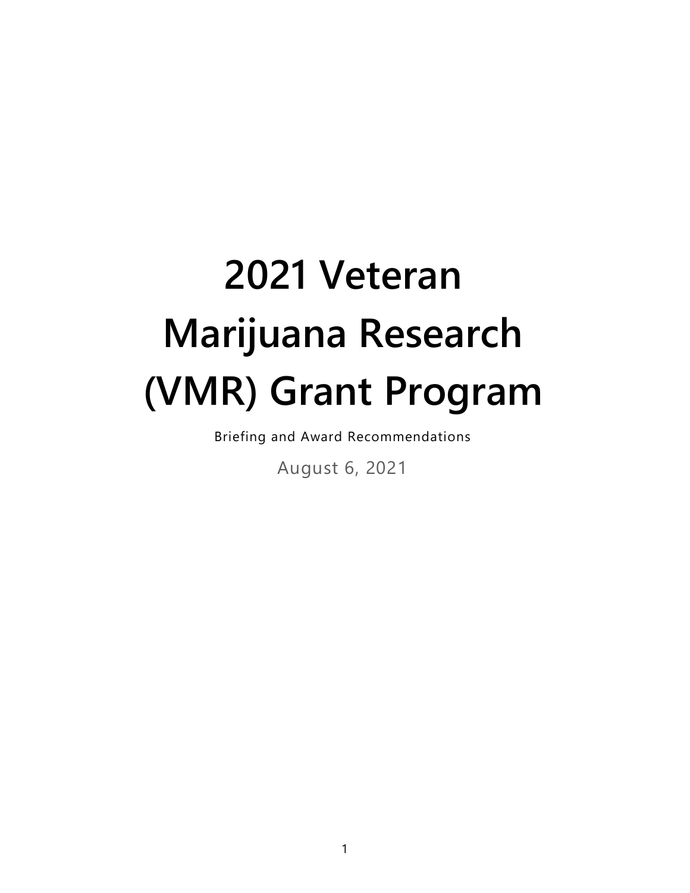# 2021 Veteran Marijuana Research (VMR) Grant Program

Briefing and Award Recommendations

August 6, 2021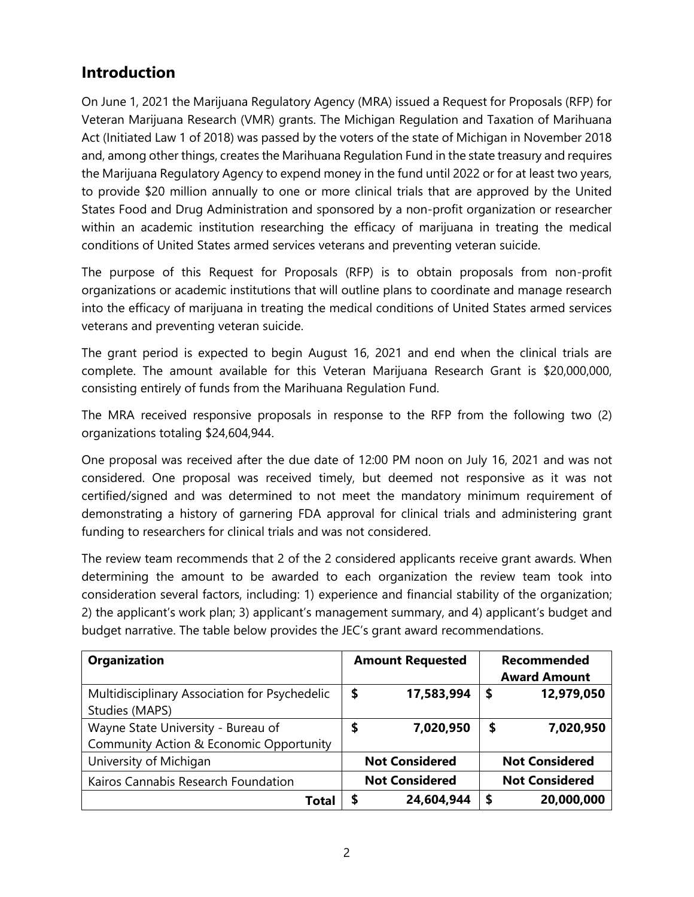## Introduction

On June 1, 2021 the Marijuana Regulatory Agency (MRA) issued a Request for Proposals (RFP) for Veteran Marijuana Research (VMR) grants. The Michigan Regulation and Taxation of Marihuana Act (Initiated Law 1 of 2018) was passed by the voters of the state of Michigan in November 2018 and, among other things, creates the Marihuana Regulation Fund in the state treasury and requires the Marijuana Regulatory Agency to expend money in the fund until 2022 or for at least two years, to provide $20 million annually to one or more clinical trials that are approved by the United States Food and Drug Administration and sponsored by a non-profit organization or researcher within an academic institution researching the efficacy of marijuana in treating the medical conditions of United States armed services veterans and preventing veteran suicide.

The purpose of this Request for Proposals (RFP) is to obtain proposals from non-profit organizations or academic institutions that will outline plans to coordinate and manage research into the efficacy of marijuana in treating the medical conditions of United States armed services veterans and preventing veteran suicide.

The grant period is expected to begin August 16, 2021 and end when the clinical trials are complete. The amount available for this Veteran Marijuana Research Grant is $20,000,000, consisting entirely of funds from the Marihuana Regulation Fund.

The MRA received responsive proposals in response to the RFP from the following two (2) organizations totaling $24,604,944.

One proposal was received after the due date of 12:00 PM noon on July 16, 2021 and was not considered. One proposal was received timely, but deemed not responsive as it was not certified/signed and was determined to not meet the mandatory minimum requirement of demonstrating a history of garnering FDA approval for clinical trials and administering grant funding to researchers for clinical trials and was not considered.

The review team recommends that 2 of the 2 considered applicants receive grant awards. When determining the amount to be awarded to each organization the review team took into consideration several factors, including: 1) experience and financial stability of the organization; 2) the applicant's work plan; 3) applicant's management summary, and 4) applicant's budget and budget narrative. The table below provides the JEC's grant award recommendations.

| Organization | Amount Requested | Recommended Award Amount |
|---|---|---|
| Multidisciplinary Association for Psychedelic Studies (MAPS) | $ 17,583,994 | $ 12,979,050 |
| Wayne State University - Bureau of Community Action & Economic Opportunity | $ 7,020,950 | $ 7,020,950 |
| University of Michigan | Not Considered | Not Considered |
| Kairos Cannabis Research Foundation | Not Considered | Not Considered |
| **Total** | **$ 24,604,944** | **$ 20,000,000** |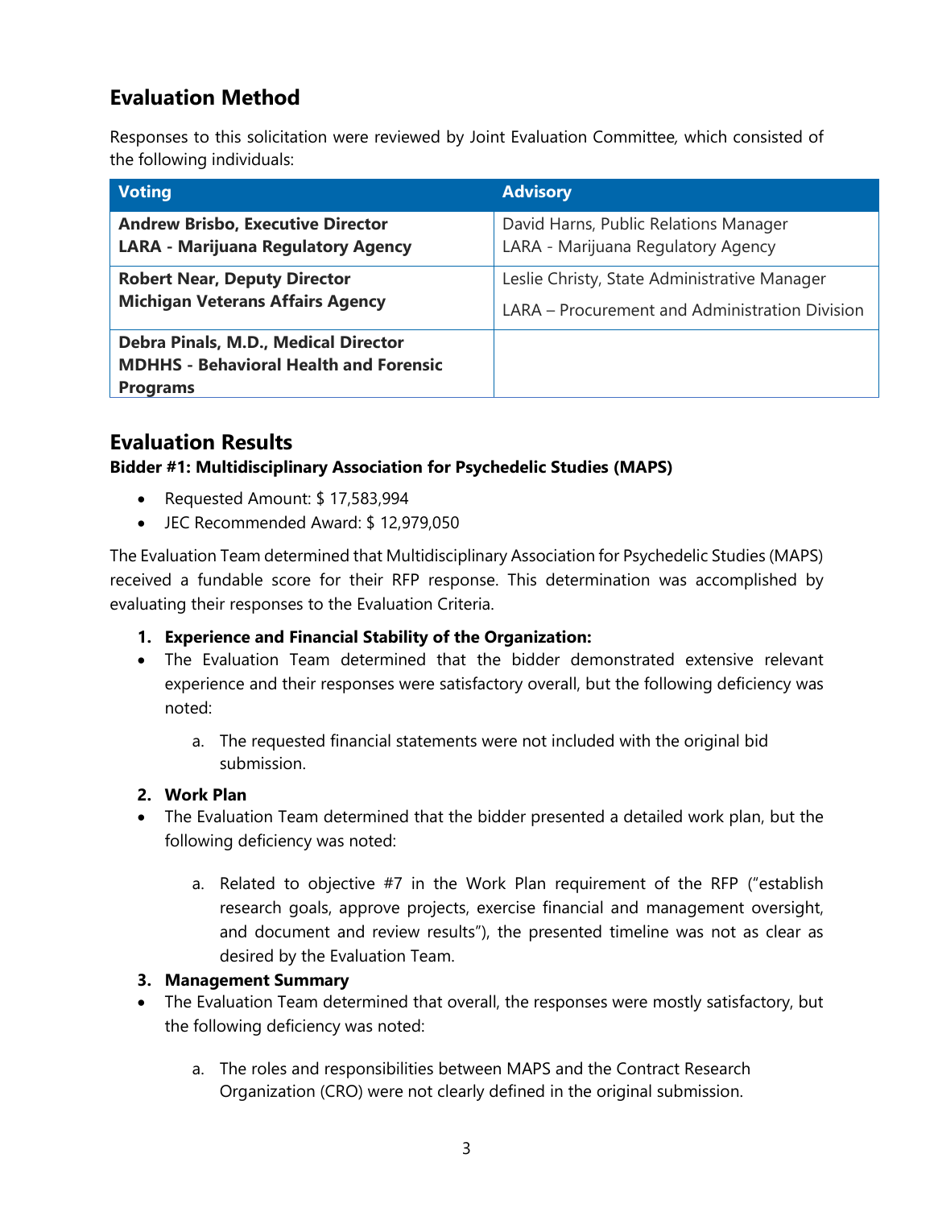## Evaluation Method

Responses to this solicitation were reviewed by Joint Evaluation Committee, which consisted of the following individuals:

| Voting | Advisory |
|---|---|
| **Andrew Brisbo, Executive Director**<br>**LARA - Marijuana Regulatory Agency** | David Harns, Public Relations Manager<br>LARA - Marijuana Regulatory Agency |
| **Robert Near, Deputy Director**<br>**Michigan Veterans Affairs Agency** | Leslie Christy, State Administrative Manager<br>LARA – Procurement and Administration Division |
| **Debra Pinals, M.D., Medical Director**<br>**MDHHS - Behavioral Health and Forensic Programs** | |

## Evaluation Results

**Bidder #1: Multidisciplinary Association for Psychedelic Studies (MAPS)**

- Requested Amount: $ 17,583,994
- JEC Recommended Award: $ 12,979,050

The Evaluation Team determined that Multidisciplinary Association for Psychedelic Studies (MAPS) received a fundable score for their RFP response. This determination was accomplished by evaluating their responses to the Evaluation Criteria.

1. **Experience and Financial Stability of the Organization:**

- The Evaluation Team determined that the bidder demonstrated extensive relevant experience and their responses were satisfactory overall, but the following deficiency was noted:
   a. The requested financial statements were not included with the original bid submission.

2. **Work Plan**

- The Evaluation Team determined that the bidder presented a detailed work plan, but the following deficiency was noted:
   a. Related to objective #7 in the Work Plan requirement of the RFP ("establish research goals, approve projects, exercise financial and management oversight, and document and review results"), the presented timeline was not as clear as desired by the Evaluation Team.

3. **Management Summary**

- The Evaluation Team determined that overall, the responses were mostly satisfactory, but the following deficiency was noted:
   a. The roles and responsibilities between MAPS and the Contract Research Organization (CRO) were not clearly defined in the original submission.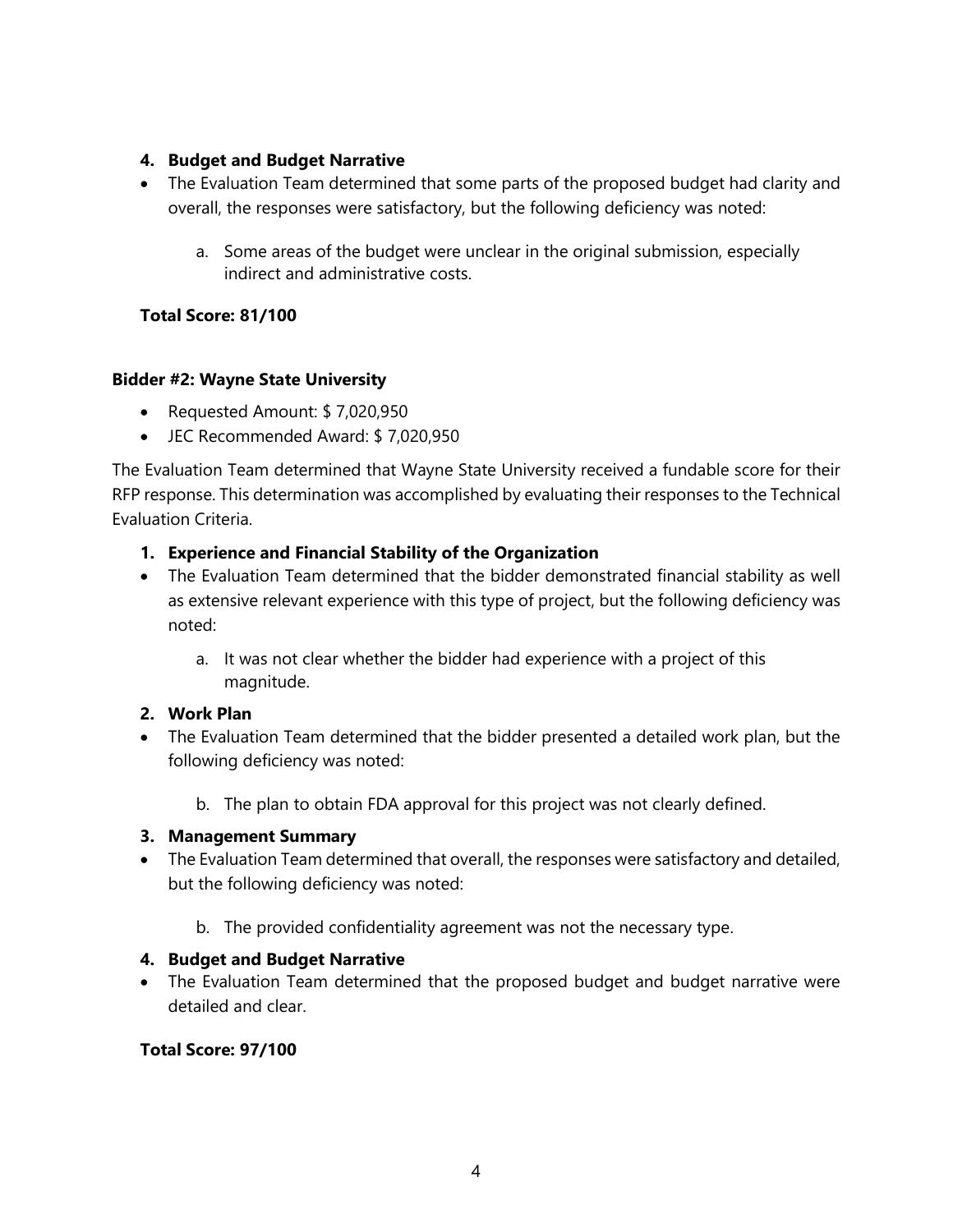**4. Budget and Budget Narrative**

- The Evaluation Team determined that some parts of the proposed budget had clarity and overall, the responses were satisfactory, but the following deficiency was noted:

    a. Some areas of the budget were unclear in the original submission, especially indirect and administrative costs.

**Total Score: 81/100**

**Bidder #2: Wayne State University**

- Requested Amount: $ 7,020,950
- JEC Recommended Award: $ 7,020,950

The Evaluation Team determined that Wayne State University received a fundable score for their RFP response. This determination was accomplished by evaluating their responses to the Technical Evaluation Criteria.

**1. Experience and Financial Stability of the Organization**

- The Evaluation Team determined that the bidder demonstrated financial stability as well as extensive relevant experience with this type of project, but the following deficiency was noted:

    a. It was not clear whether the bidder had experience with a project of this magnitude.

**2. Work Plan**

- The Evaluation Team determined that the bidder presented a detailed work plan, but the following deficiency was noted:

    b. The plan to obtain FDA approval for this project was not clearly defined.

**3. Management Summary**

- The Evaluation Team determined that overall, the responses were satisfactory and detailed, but the following deficiency was noted:

    b. The provided confidentiality agreement was not the necessary type.

**4. Budget and Budget Narrative**

- The Evaluation Team determined that the proposed budget and budget narrative were detailed and clear.

**Total Score: 97/100**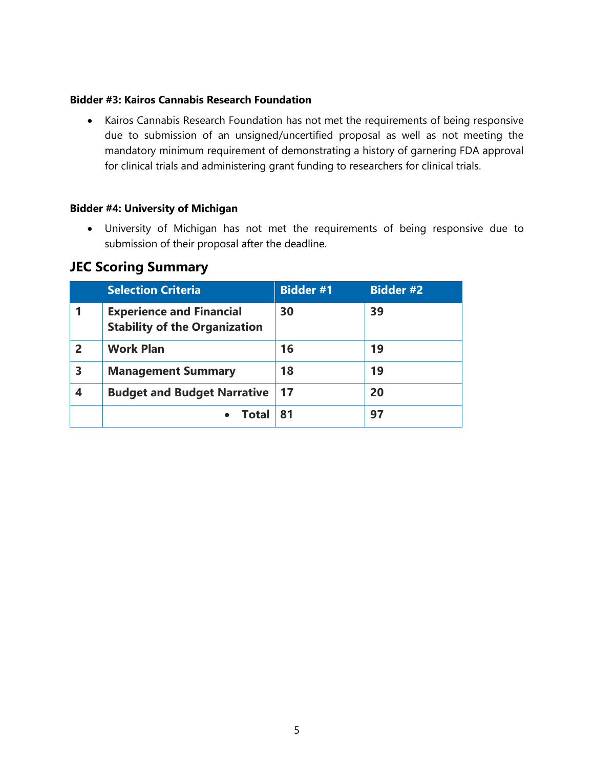**Bidder #3: Kairos Cannabis Research Foundation**

- Kairos Cannabis Research Foundation has not met the requirements of being responsive due to submission of an unsigned/uncertified proposal as well as not meeting the mandatory minimum requirement of demonstrating a history of garnering FDA approval for clinical trials and administering grant funding to researchers for clinical trials.

**Bidder #4: University of Michigan**

- University of Michigan has not met the requirements of being responsive due to submission of their proposal after the deadline.

## JEC Scoring Summary

| | Selection Criteria | Bidder #1 | Bidder #2 |
|---|---|---|---|
| 1 | Experience and Financial Stability of the Organization | 30 | 39 |
| 2 | Work Plan | 16 | 19 |
| 3 | Management Summary | 18 | 19 |
| 4 | Budget and Budget Narrative | 17 | 20 |
| | • Total | 81 | 97 |